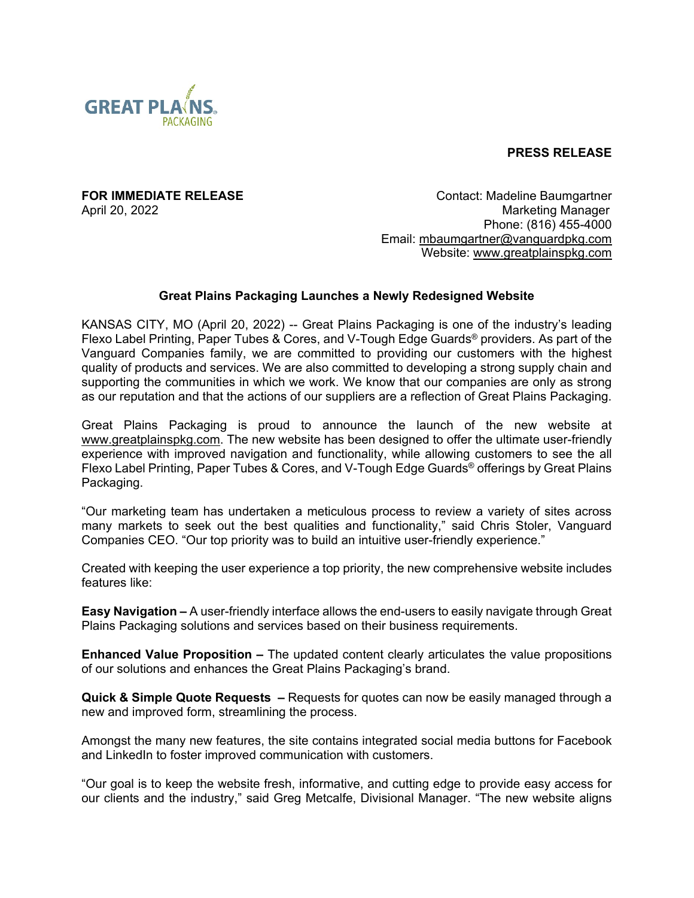GREAT PLAINS PACKAGING

**PRESS RELEASE**

**FOR IMMEDIATE RELEASE**
April 20, 2022

Contact: Madeline Baumgartner
Marketing Manager
Phone: (816) 455-4000
Email: mbaumgartner@vanguardpkg.com
Website: www.greatplainspkg.com

## Great Plains Packaging Launches a Newly Redesigned Website

KANSAS CITY, MO (April 20, 2022) -- Great Plains Packaging is one of the industry's leading Flexo Label Printing, Paper Tubes & Cores, and V-Tough Edge Guards® providers. As part of the Vanguard Companies family, we are committed to providing our customers with the highest quality of products and services. We are also committed to developing a strong supply chain and supporting the communities in which we work. We know that our companies are only as strong as our reputation and that the actions of our suppliers are a reflection of Great Plains Packaging.

Great Plains Packaging is proud to announce the launch of the new website at www.greatplainspkg.com. The new website has been designed to offer the ultimate user-friendly experience with improved navigation and functionality, while allowing customers to see the all Flexo Label Printing, Paper Tubes & Cores, and V-Tough Edge Guards® offerings by Great Plains Packaging.

"Our marketing team has undertaken a meticulous process to review a variety of sites across many markets to seek out the best qualities and functionality," said Chris Stoler, Vanguard Companies CEO. "Our top priority was to build an intuitive user-friendly experience."

Created with keeping the user experience a top priority, the new comprehensive website includes features like:

**Easy Navigation –** A user-friendly interface allows the end-users to easily navigate through Great Plains Packaging solutions and services based on their business requirements.

**Enhanced Value Proposition –** The updated content clearly articulates the value propositions of our solutions and enhances the Great Plains Packaging's brand.

**Quick & Simple Quote Requests –** Requests for quotes can now be easily managed through a new and improved form, streamlining the process.

Amongst the many new features, the site contains integrated social media buttons for Facebook and LinkedIn to foster improved communication with customers.

"Our goal is to keep the website fresh, informative, and cutting edge to provide easy access for our clients and the industry," said Greg Metcalfe, Divisional Manager. "The new website aligns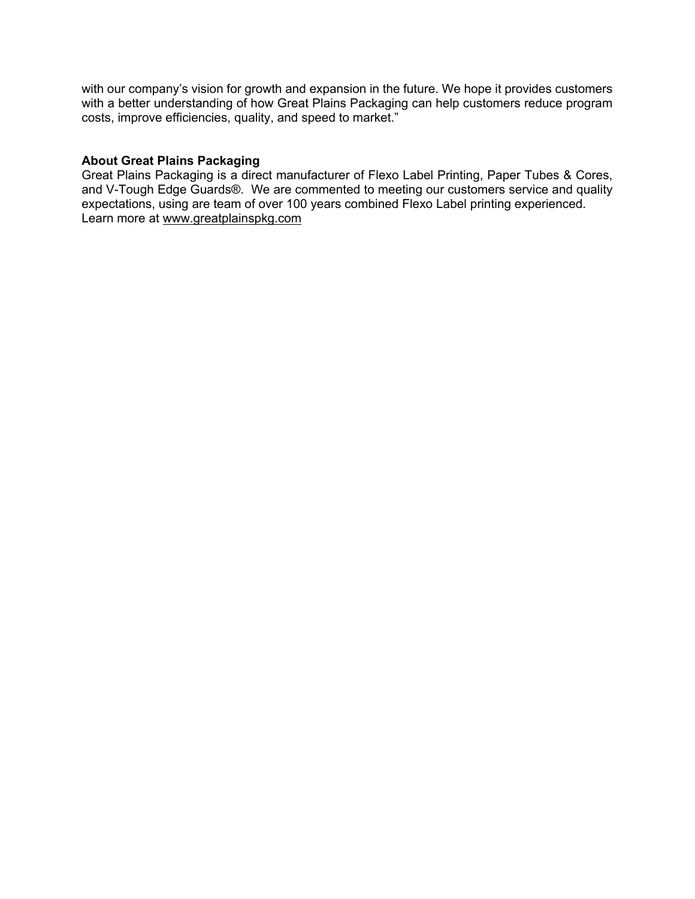with our company's vision for growth and expansion in the future. We hope it provides customers with a better understanding of how Great Plains Packaging can help customers reduce program costs, improve efficiencies, quality, and speed to market."

**About Great Plains Packaging**

Great Plains Packaging is a direct manufacturer of Flexo Label Printing, Paper Tubes & Cores, and V-Tough Edge Guards®. We are commented to meeting our customers service and quality expectations, using are team of over 100 years combined Flexo Label printing experienced. Learn more at www.greatplainspkg.com